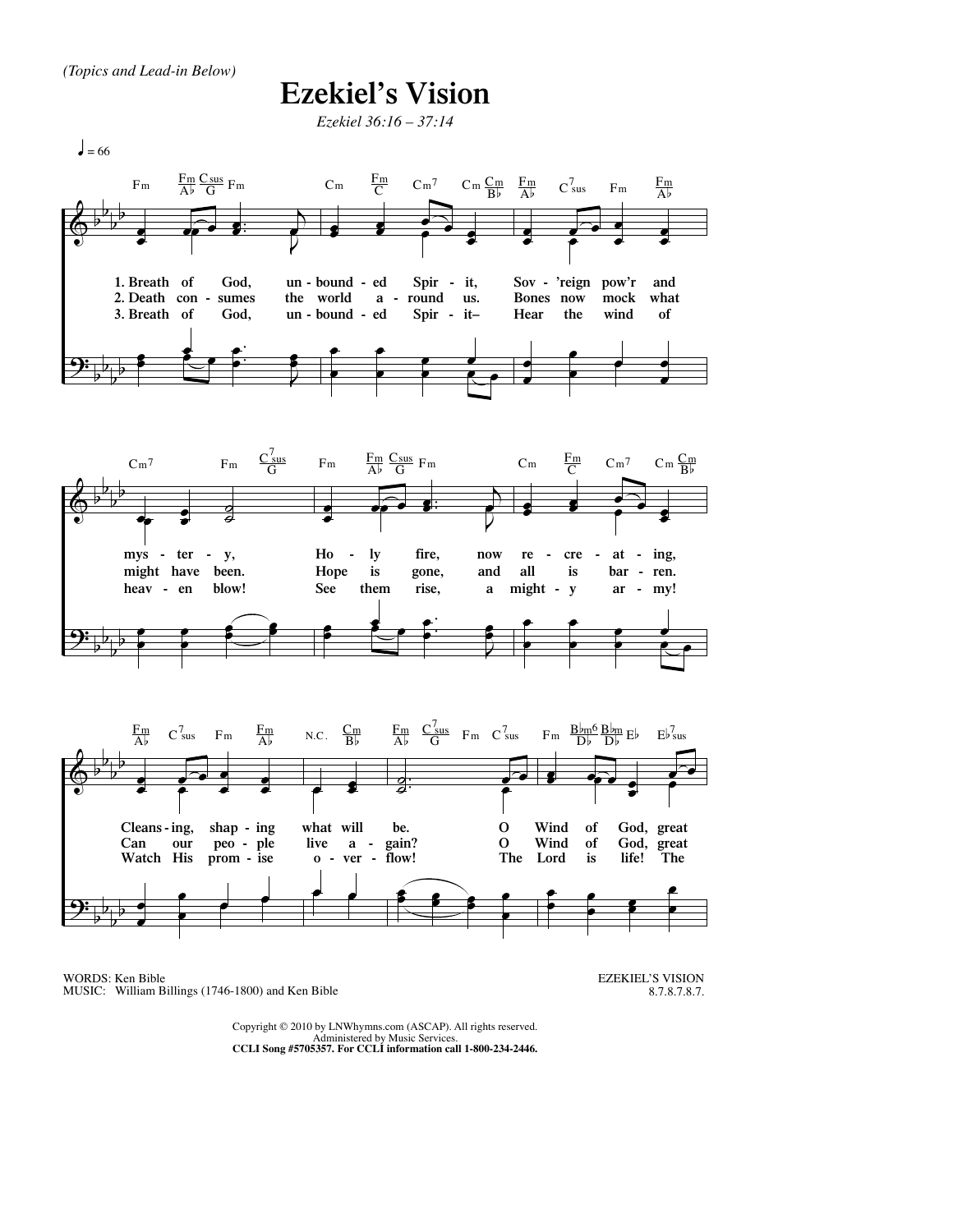*(Topics and Lead-in Below)*

# Ezekiel's Vision

*Ezekiel 36:16 – 37:14*

♩ = 66

1. Breath of God, unbounded Spirit, Sov'reign pow'r and mystery, Holy fire, now re-creating, Cleansing, shaping what will be. O Wind of God, great

2. Death consumes the world around us. Bones now mock what might have been. Hope is gone, and all is barren. Can our people live again? O Wind of God, great

3. Breath of God, unbounded Spirit– Hear the wind of heaven blow! See them rise, a mighty army! Watch His promise overflow! The Lord is life! The

WORDS: Ken Bible
MUSIC: William Billings (1746-1800) and Ken Bible

EZEKIEL'S VISION
8.7.8.7.8.7.

Copyright © 2010 by LNWhymns.com (ASCAP). All rights reserved.
Administered by Music Services.
**CCLI Song #5705357. For CCLI information call 1-800-234-2446.**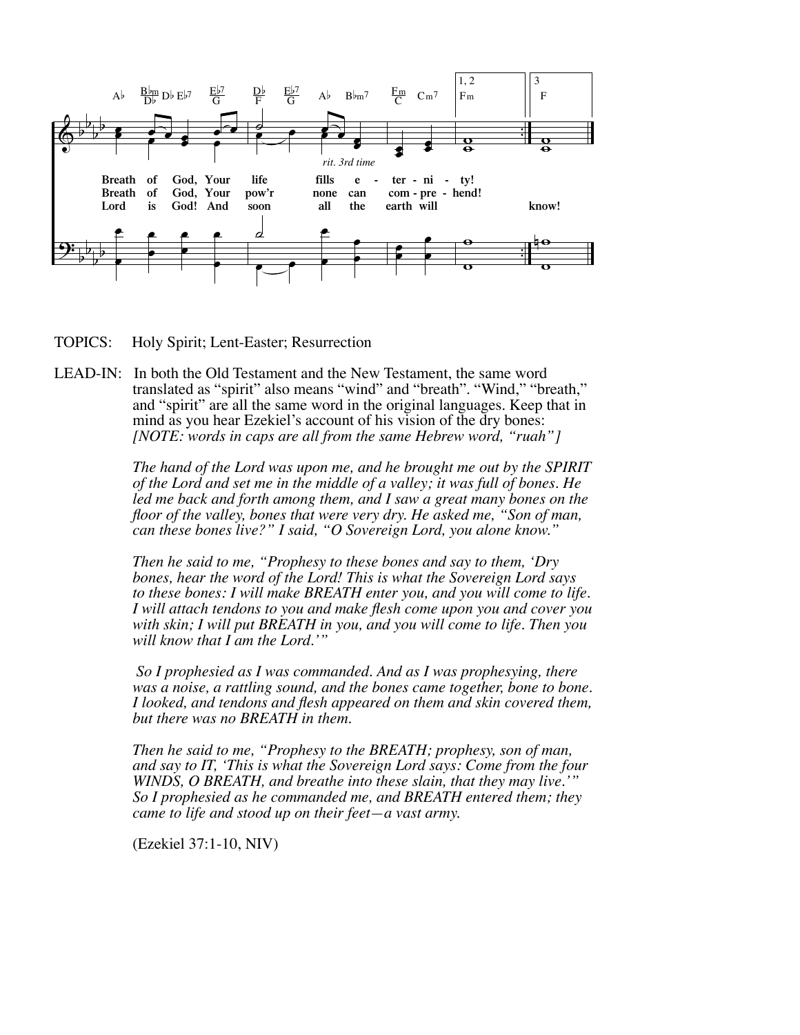Ab Bbm/Db Db Eb7 Eb7/G Db/F Eb7/G Ab Bbm7 Fm/C Cm7 | 1, 2 Fm | 3 F

*rit. 3rd time*

**Breath of God, Your life fills e - ter - ni - ty!**
**Breath of God, Your pow'r none can com - pre - hend!**
**Lord is God! And soon all the earth will know!**

TOPICS: Holy Spirit; Lent-Easter; Resurrection

LEAD-IN: In both the Old Testament and the New Testament, the same word translated as "spirit" also means "wind" and "breath". "Wind," "breath," and "spirit" are all the same word in the original languages. Keep that in mind as you hear Ezekiel's account of his vision of the dry bones: *[NOTE: words in caps are all from the same Hebrew word, "ruah"]*

*The hand of the Lord was upon me, and he brought me out by the SPIRIT of the Lord and set me in the middle of a valley; it was full of bones. He led me back and forth among them, and I saw a great many bones on the floor of the valley, bones that were very dry. He asked me, "Son of man, can these bones live?" I said, "O Sovereign Lord, you alone know."*

*Then he said to me, "Prophesy to these bones and say to them, 'Dry bones, hear the word of the Lord! This is what the Sovereign Lord says to these bones: I will make BREATH enter you, and you will come to life. I will attach tendons to you and make flesh come upon you and cover you with skin; I will put BREATH in you, and you will come to life. Then you will know that I am the Lord.'"*

*So I prophesied as I was commanded. And as I was prophesying, there was a noise, a rattling sound, and the bones came together, bone to bone. I looked, and tendons and flesh appeared on them and skin covered them, but there was no BREATH in them.*

*Then he said to me, "Prophesy to the BREATH; prophesy, son of man, and say to IT, 'This is what the Sovereign Lord says: Come from the four WINDS, O BREATH, and breathe into these slain, that they may live.'" So I prophesied as he commanded me, and BREATH entered them; they came to life and stood up on their feet—a vast army.*

(Ezekiel 37:1-10, NIV)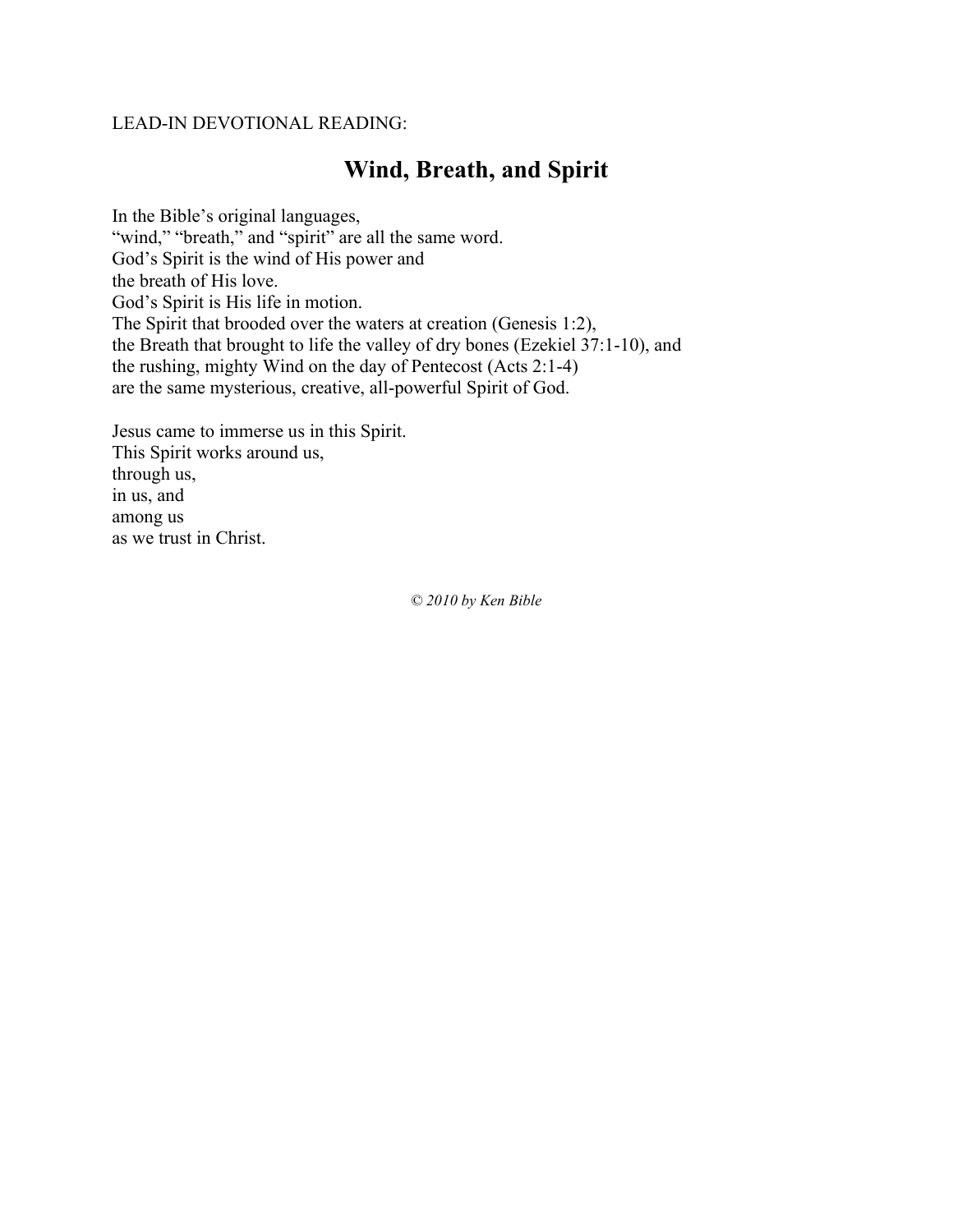LEAD-IN DEVOTIONAL READING:

# Wind, Breath, and Spirit

In the Bible's original languages,
"wind," "breath," and "spirit" are all the same word.
God's Spirit is the wind of His power and
the breath of His love.
God's Spirit is His life in motion.
The Spirit that brooded over the waters at creation (Genesis 1:2),
the Breath that brought to life the valley of dry bones (Ezekiel 37:1-10), and
the rushing, mighty Wind on the day of Pentecost (Acts 2:1-4)
are the same mysterious, creative, all-powerful Spirit of God.

Jesus came to immerse us in this Spirit.
This Spirit works around us,
through us,
in us, and
among us
as we trust in Christ.

*© 2010 by Ken Bible*